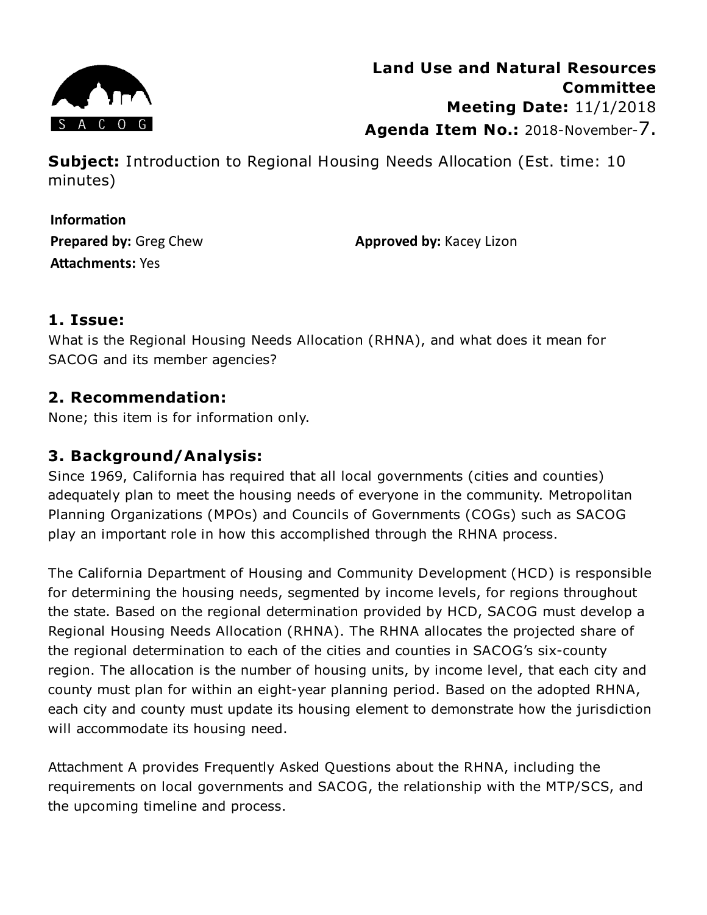**Land Use and Natural Resources Committee**
**Meeting Date:** 11/1/2018
**Agenda Item No.:** 2018-November-7.

**Subject:** Introduction to Regional Housing Needs Allocation (Est. time: 10 minutes)

**Information**
**Prepared by:** Greg Chew
**Approved by:** Kacey Lizon
**Attachments:** Yes

## 1. Issue:

What is the Regional Housing Needs Allocation (RHNA), and what does it mean for SACOG and its member agencies?

## 2. Recommendation:

None; this item is for information only.

## 3. Background/Analysis:

Since 1969, California has required that all local governments (cities and counties) adequately plan to meet the housing needs of everyone in the community. Metropolitan Planning Organizations (MPOs) and Councils of Governments (COGs) such as SACOG play an important role in how this accomplished through the RHNA process.

The California Department of Housing and Community Development (HCD) is responsible for determining the housing needs, segmented by income levels, for regions throughout the state. Based on the regional determination provided by HCD, SACOG must develop a Regional Housing Needs Allocation (RHNA). The RHNA allocates the projected share of the regional determination to each of the cities and counties in SACOG's six-county region. The allocation is the number of housing units, by income level, that each city and county must plan for within an eight-year planning period. Based on the adopted RHNA, each city and county must update its housing element to demonstrate how the jurisdiction will accommodate its housing need.

Attachment A provides Frequently Asked Questions about the RHNA, including the requirements on local governments and SACOG, the relationship with the MTP/SCS, and the upcoming timeline and process.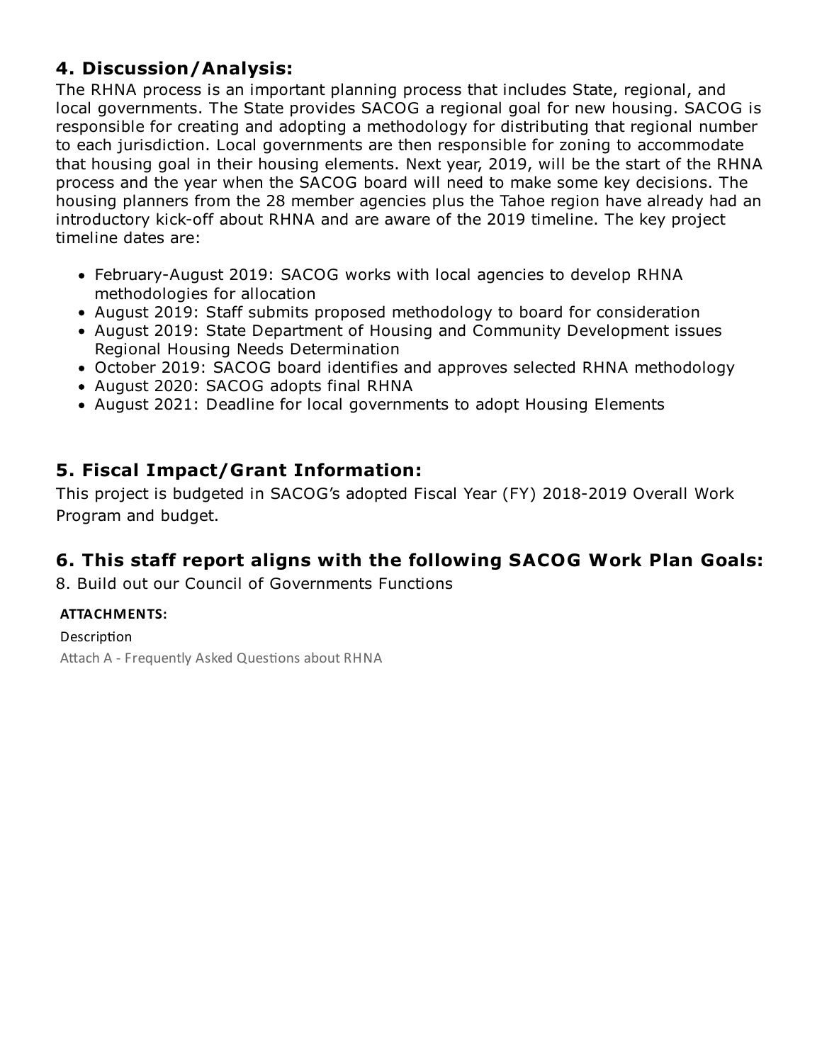## 4. Discussion/Analysis:

The RHNA process is an important planning process that includes State, regional, and local governments. The State provides SACOG a regional goal for new housing. SACOG is responsible for creating and adopting a methodology for distributing that regional number to each jurisdiction. Local governments are then responsible for zoning to accommodate that housing goal in their housing elements. Next year, 2019, will be the start of the RHNA process and the year when the SACOG board will need to make some key decisions. The housing planners from the 28 member agencies plus the Tahoe region have already had an introductory kick-off about RHNA and are aware of the 2019 timeline. The key project timeline dates are:

- February-August 2019: SACOG works with local agencies to develop RHNA methodologies for allocation
- August 2019: Staff submits proposed methodology to board for consideration
- August 2019: State Department of Housing and Community Development issues Regional Housing Needs Determination
- October 2019: SACOG board identifies and approves selected RHNA methodology
- August 2020: SACOG adopts final RHNA
- August 2021: Deadline for local governments to adopt Housing Elements

## 5. Fiscal Impact/Grant Information:

This project is budgeted in SACOG's adopted Fiscal Year (FY) 2018-2019 Overall Work Program and budget.

## 6. This staff report aligns with the following SACOG Work Plan Goals:

8. Build out our Council of Governments Functions

**ATTACHMENTS:**

Description

Attach A - Frequently Asked Questions about RHNA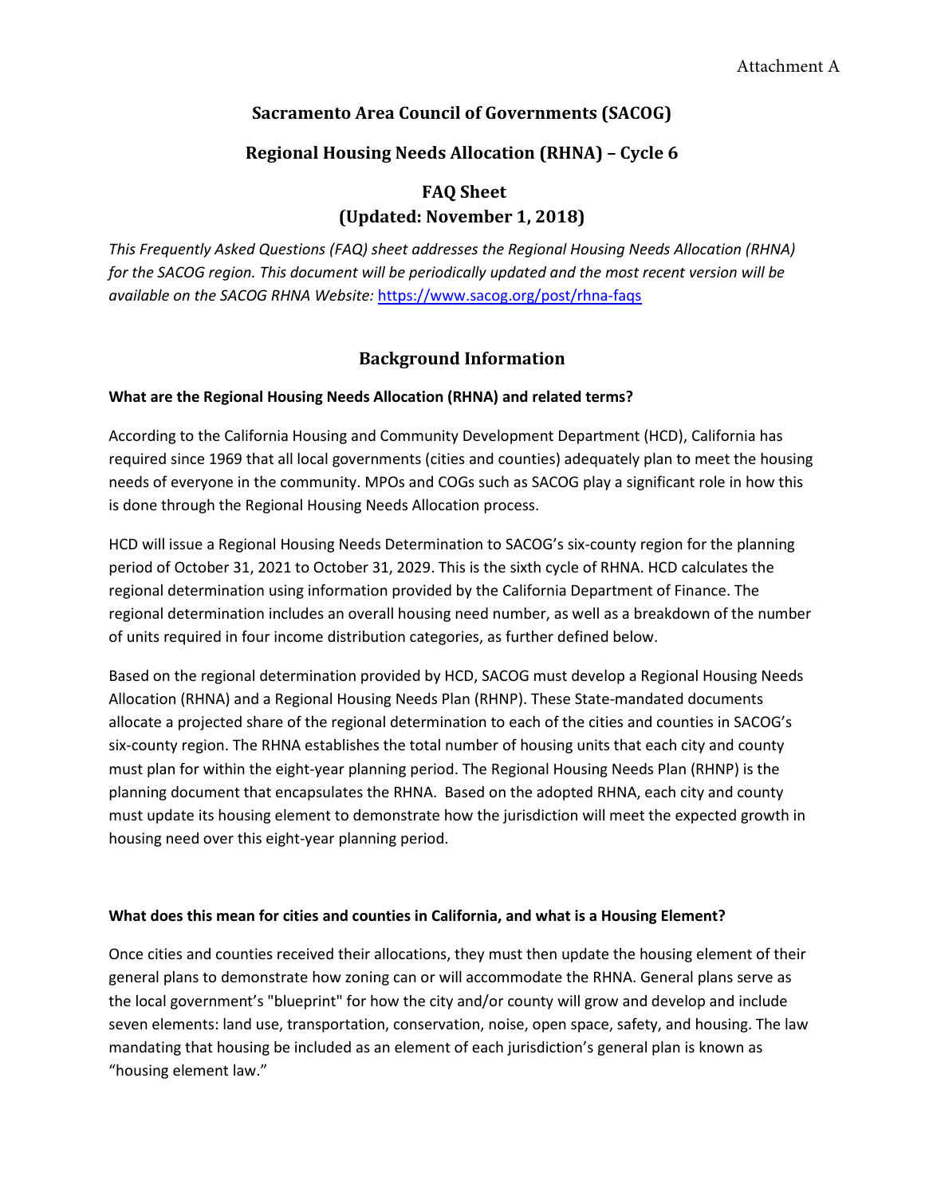Attachment A

# Sacramento Area Council of Governments (SACOG)

## Regional Housing Needs Allocation (RHNA) – Cycle 6

## FAQ Sheet
## (Updated: November 1, 2018)

*This Frequently Asked Questions (FAQ) sheet addresses the Regional Housing Needs Allocation (RHNA) for the SACOG region. This document will be periodically updated and the most recent version will be available on the SACOG RHNA Website:* https://www.sacog.org/post/rhna-faqs

## Background Information

**What are the Regional Housing Needs Allocation (RHNA) and related terms?**

According to the California Housing and Community Development Department (HCD), California has required since 1969 that all local governments (cities and counties) adequately plan to meet the housing needs of everyone in the community. MPOs and COGs such as SACOG play a significant role in how this is done through the Regional Housing Needs Allocation process.

HCD will issue a Regional Housing Needs Determination to SACOG's six-county region for the planning period of October 31, 2021 to October 31, 2029. This is the sixth cycle of RHNA. HCD calculates the regional determination using information provided by the California Department of Finance. The regional determination includes an overall housing need number, as well as a breakdown of the number of units required in four income distribution categories, as further defined below.

Based on the regional determination provided by HCD, SACOG must develop a Regional Housing Needs Allocation (RHNA) and a Regional Housing Needs Plan (RHNP). These State-mandated documents allocate a projected share of the regional determination to each of the cities and counties in SACOG's six-county region. The RHNA establishes the total number of housing units that each city and county must plan for within the eight-year planning period. The Regional Housing Needs Plan (RHNP) is the planning document that encapsulates the RHNA. Based on the adopted RHNA, each city and county must update its housing element to demonstrate how the jurisdiction will meet the expected growth in housing need over this eight-year planning period.

**What does this mean for cities and counties in California, and what is a Housing Element?**

Once cities and counties received their allocations, they must then update the housing element of their general plans to demonstrate how zoning can or will accommodate the RHNA. General plans serve as the local government's "blueprint" for how the city and/or county will grow and develop and include seven elements: land use, transportation, conservation, noise, open space, safety, and housing. The law mandating that housing be included as an element of each jurisdiction's general plan is known as "housing element law."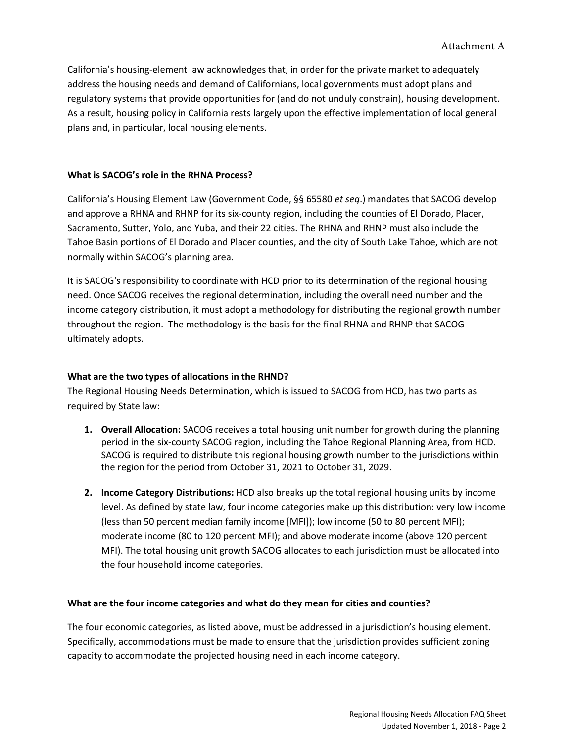California's housing-element law acknowledges that, in order for the private market to adequately address the housing needs and demand of Californians, local governments must adopt plans and regulatory systems that provide opportunities for (and do not unduly constrain), housing development. As a result, housing policy in California rests largely upon the effective implementation of local general plans and, in particular, local housing elements.

**What is SACOG's role in the RHNA Process?**

California's Housing Element Law (Government Code, §§ 65580 *et seq*.) mandates that SACOG develop and approve a RHNA and RHNP for its six-county region, including the counties of El Dorado, Placer, Sacramento, Sutter, Yolo, and Yuba, and their 22 cities. The RHNA and RHNP must also include the Tahoe Basin portions of El Dorado and Placer counties, and the city of South Lake Tahoe, which are not normally within SACOG's planning area.

It is SACOG's responsibility to coordinate with HCD prior to its determination of the regional housing need. Once SACOG receives the regional determination, including the overall need number and the income category distribution, it must adopt a methodology for distributing the regional growth number throughout the region. The methodology is the basis for the final RHNA and RHNP that SACOG ultimately adopts.

**What are the two types of allocations in the RHND?**

The Regional Housing Needs Determination, which is issued to SACOG from HCD, has two parts as required by State law:

1. **Overall Allocation:** SACOG receives a total housing unit number for growth during the planning period in the six-county SACOG region, including the Tahoe Regional Planning Area, from HCD. SACOG is required to distribute this regional housing growth number to the jurisdictions within the region for the period from October 31, 2021 to October 31, 2029.
2. **Income Category Distributions:** HCD also breaks up the total regional housing units by income level. As defined by state law, four income categories make up this distribution: very low income (less than 50 percent median family income [MFI]); low income (50 to 80 percent MFI); moderate income (80 to 120 percent MFI); and above moderate income (above 120 percent MFI). The total housing unit growth SACOG allocates to each jurisdiction must be allocated into the four household income categories.

**What are the four income categories and what do they mean for cities and counties?**

The four economic categories, as listed above, must be addressed in a jurisdiction's housing element. Specifically, accommodations must be made to ensure that the jurisdiction provides sufficient zoning capacity to accommodate the projected housing need in each income category.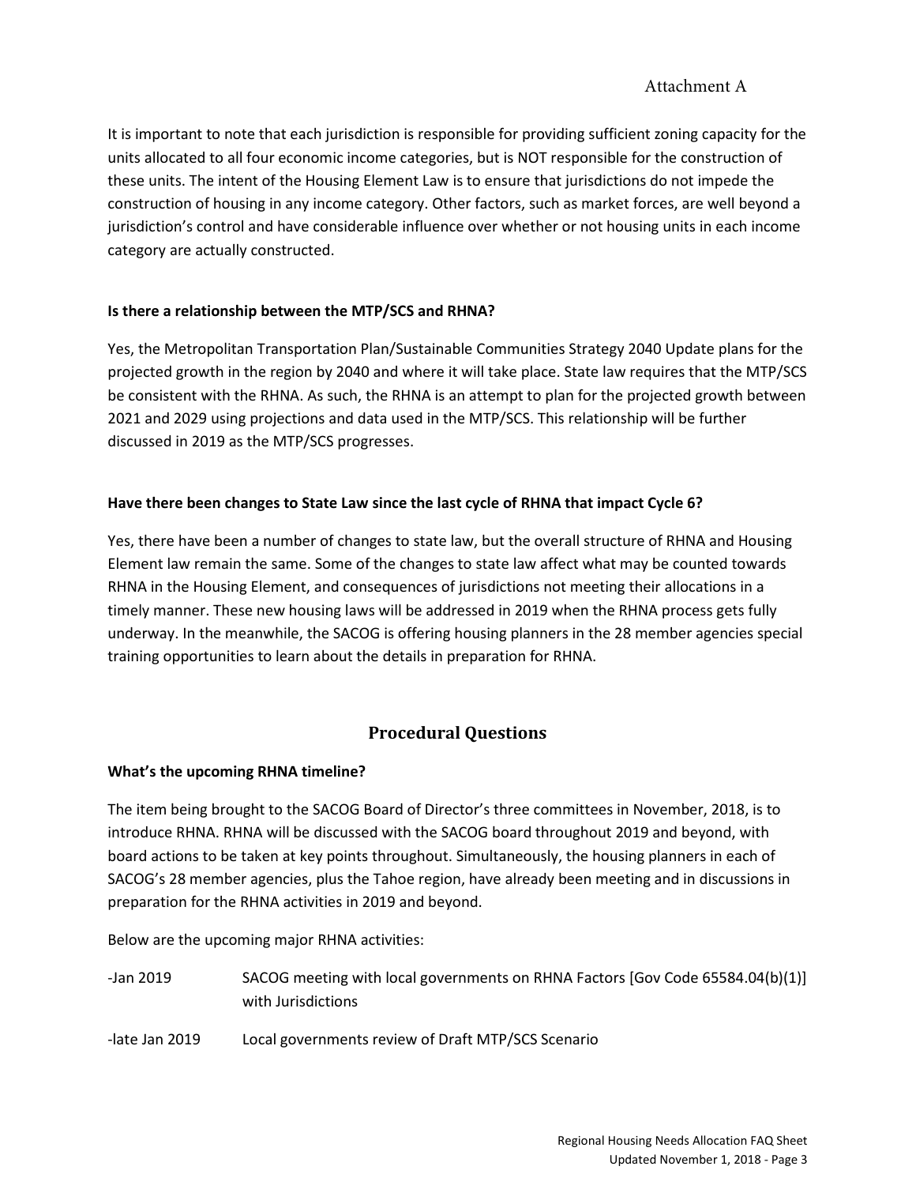Attachment A

It is important to note that each jurisdiction is responsible for providing sufficient zoning capacity for the units allocated to all four economic income categories, but is NOT responsible for the construction of these units. The intent of the Housing Element Law is to ensure that jurisdictions do not impede the construction of housing in any income category. Other factors, such as market forces, are well beyond a jurisdiction's control and have considerable influence over whether or not housing units in each income category are actually constructed.

**Is there a relationship between the MTP/SCS and RHNA?**

Yes, the Metropolitan Transportation Plan/Sustainable Communities Strategy 2040 Update plans for the projected growth in the region by 2040 and where it will take place. State law requires that the MTP/SCS be consistent with the RHNA. As such, the RHNA is an attempt to plan for the projected growth between 2021 and 2029 using projections and data used in the MTP/SCS. This relationship will be further discussed in 2019 as the MTP/SCS progresses.

**Have there been changes to State Law since the last cycle of RHNA that impact Cycle 6?**

Yes, there have been a number of changes to state law, but the overall structure of RHNA and Housing Element law remain the same. Some of the changes to state law affect what may be counted towards RHNA in the Housing Element, and consequences of jurisdictions not meeting their allocations in a timely manner. These new housing laws will be addressed in 2019 when the RHNA process gets fully underway. In the meanwhile, the SACOG is offering housing planners in the 28 member agencies special training opportunities to learn about the details in preparation for RHNA.

## Procedural Questions

**What's the upcoming RHNA timeline?**

The item being brought to the SACOG Board of Director's three committees in November, 2018, is to introduce RHNA. RHNA will be discussed with the SACOG board throughout 2019 and beyond, with board actions to be taken at key points throughout. Simultaneously, the housing planners in each of SACOG's 28 member agencies, plus the Tahoe region, have already been meeting and in discussions in preparation for the RHNA activities in 2019 and beyond.

Below are the upcoming major RHNA activities:

- -Jan 2019 SACOG meeting with local governments on RHNA Factors [Gov Code 65584.04(b)(1)] with Jurisdictions
- -late Jan 2019 Local governments review of Draft MTP/SCS Scenario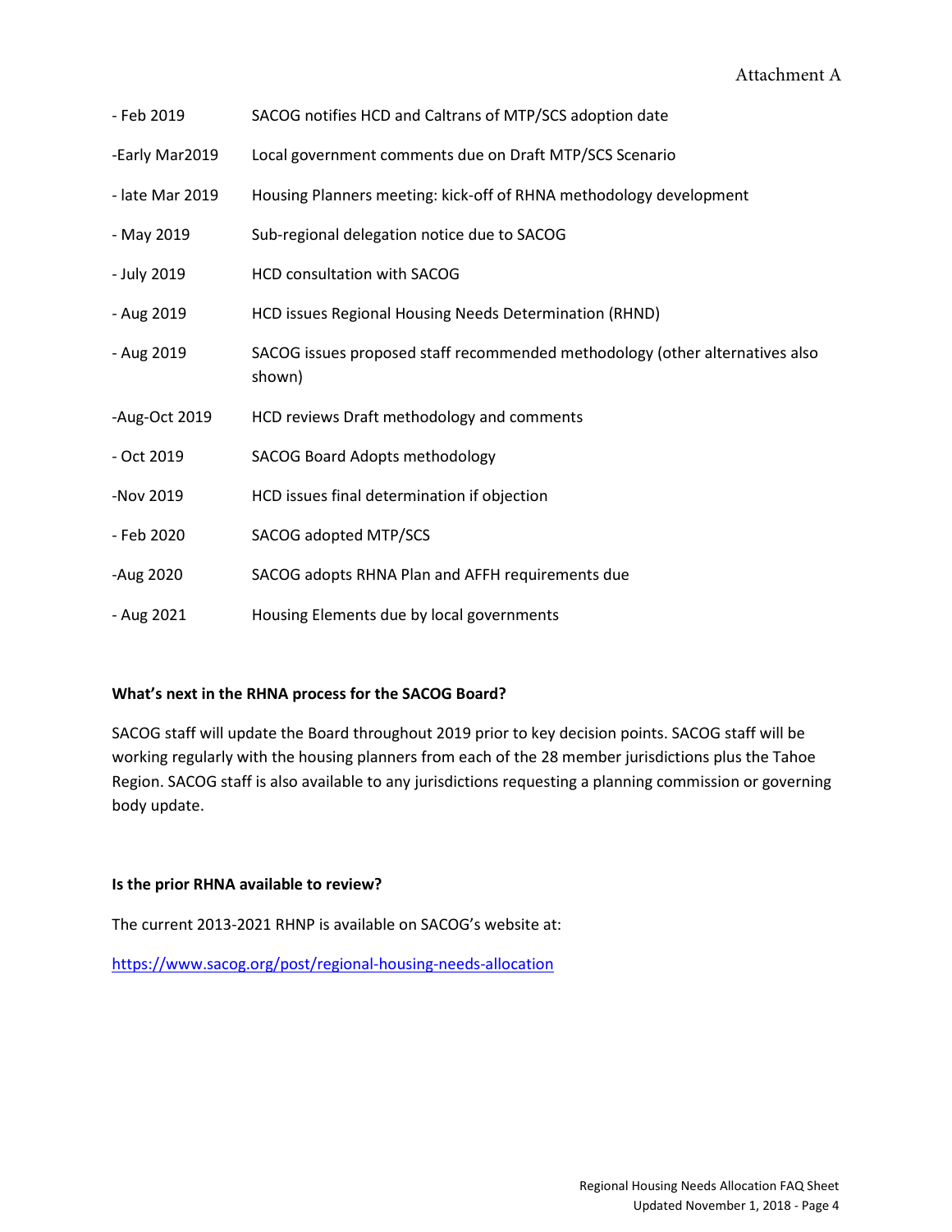Attachment A

| | |
|---|---|
| - Feb 2019 | SACOG notifies HCD and Caltrans of MTP/SCS adoption date |
| -Early Mar2019 | Local government comments due on Draft MTP/SCS Scenario |
| - late Mar 2019 | Housing Planners meeting: kick-off of RHNA methodology development |
| - May 2019 | Sub-regional delegation notice due to SACOG |
| - July 2019 | HCD consultation with SACOG |
| - Aug 2019 | HCD issues Regional Housing Needs Determination (RHND) |
| - Aug 2019 | SACOG issues proposed staff recommended methodology (other alternatives also shown) |
| -Aug-Oct 2019 | HCD reviews Draft methodology and comments |
| - Oct 2019 | SACOG Board Adopts methodology |
| -Nov 2019 | HCD issues final determination if objection |
| - Feb 2020 | SACOG adopted MTP/SCS |
| -Aug 2020 | SACOG adopts RHNA Plan and AFFH requirements due |
| - Aug 2021 | Housing Elements due by local governments |

**What's next in the RHNA process for the SACOG Board?**

SACOG staff will update the Board throughout 2019 prior to key decision points. SACOG staff will be working regularly with the housing planners from each of the 28 member jurisdictions plus the Tahoe Region. SACOG staff is also available to any jurisdictions requesting a planning commission or governing body update.

**Is the prior RHNA available to review?**

The current 2013-2021 RHNP is available on SACOG's website at:

https://www.sacog.org/post/regional-housing-needs-allocation